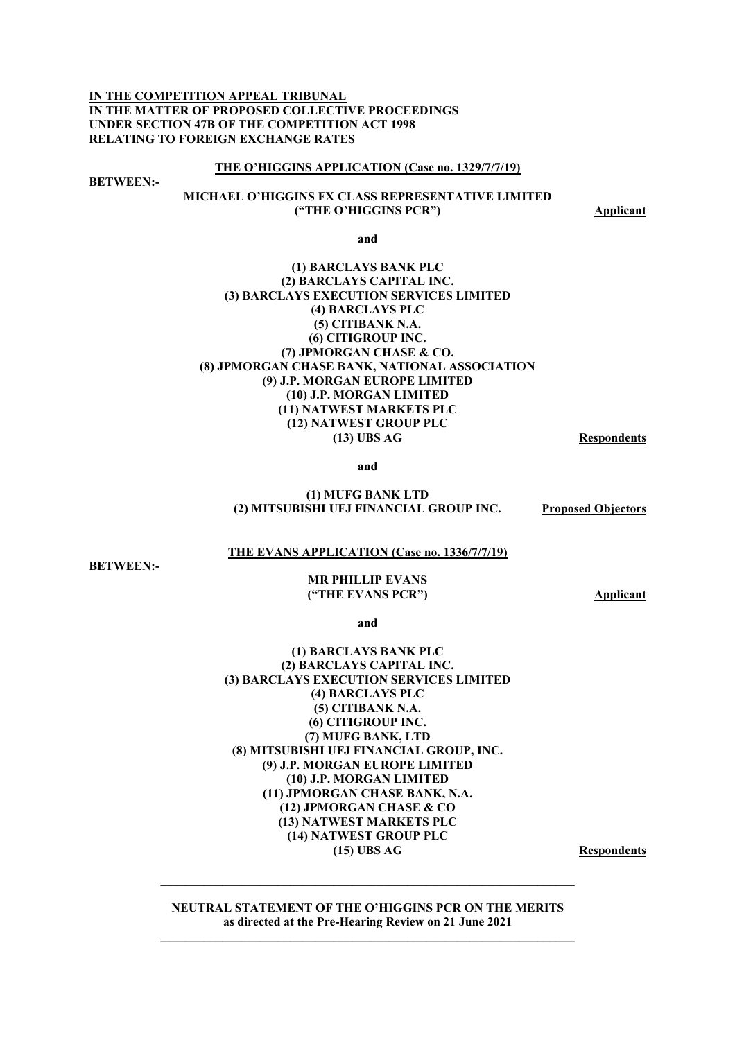**IN THE COMPETITION APPEAL TRIBUNAL**
**IN THE MATTER OF PROPOSED COLLECTIVE PROCEEDINGS UNDER SECTION 47B OF THE COMPETITION ACT 1998 RELATING TO FOREIGN EXCHANGE RATES**

**THE O'HIGGINS APPLICATION (Case no. 1329/7/7/19)**

**BETWEEN:-**

**MICHAEL O'HIGGINS FX CLASS REPRESENTATIVE LIMITED ("THE O'HIGGINS PCR")** — **Applicant**

**and**

**(1) BARCLAYS BANK PLC**
**(2) BARCLAYS CAPITAL INC.**
**(3) BARCLAYS EXECUTION SERVICES LIMITED**
**(4) BARCLAYS PLC**
**(5) CITIBANK N.A.**
**(6) CITIGROUP INC.**
**(7) JPMORGAN CHASE & CO.**
**(8) JPMORGAN CHASE BANK, NATIONAL ASSOCIATION**
**(9) J.P. MORGAN EUROPE LIMITED**
**(10) J.P. MORGAN LIMITED**
**(11) NATWEST MARKETS PLC**
**(12) NATWEST GROUP PLC**
**(13) UBS AG** — **Respondents**

**and**

**(1) MUFG BANK LTD**
**(2) MITSUBISHI UFJ FINANCIAL GROUP INC.** — **Proposed Objectors**

**THE EVANS APPLICATION (Case no. 1336/7/7/19)**

**BETWEEN:-**

**MR PHILLIP EVANS ("THE EVANS PCR")** — **Applicant**

**and**

**(1) BARCLAYS BANK PLC**
**(2) BARCLAYS CAPITAL INC.**
**(3) BARCLAYS EXECUTION SERVICES LIMITED**
**(4) BARCLAYS PLC**
**(5) CITIBANK N.A.**
**(6) CITIGROUP INC.**
**(7) MUFG BANK, LTD**
**(8) MITSUBISHI UFJ FINANCIAL GROUP, INC.**
**(9) J.P. MORGAN EUROPE LIMITED**
**(10) J.P. MORGAN LIMITED**
**(11) JPMORGAN CHASE BANK, N.A.**
**(12) JPMORGAN CHASE & CO**
**(13) NATWEST MARKETS PLC**
**(14) NATWEST GROUP PLC**
**(15) UBS AG** — **Respondents**

---

**NEUTRAL STATEMENT OF THE O'HIGGINS PCR ON THE MERITS**
**as directed at the Pre-Hearing Review on 21 June 2021**

---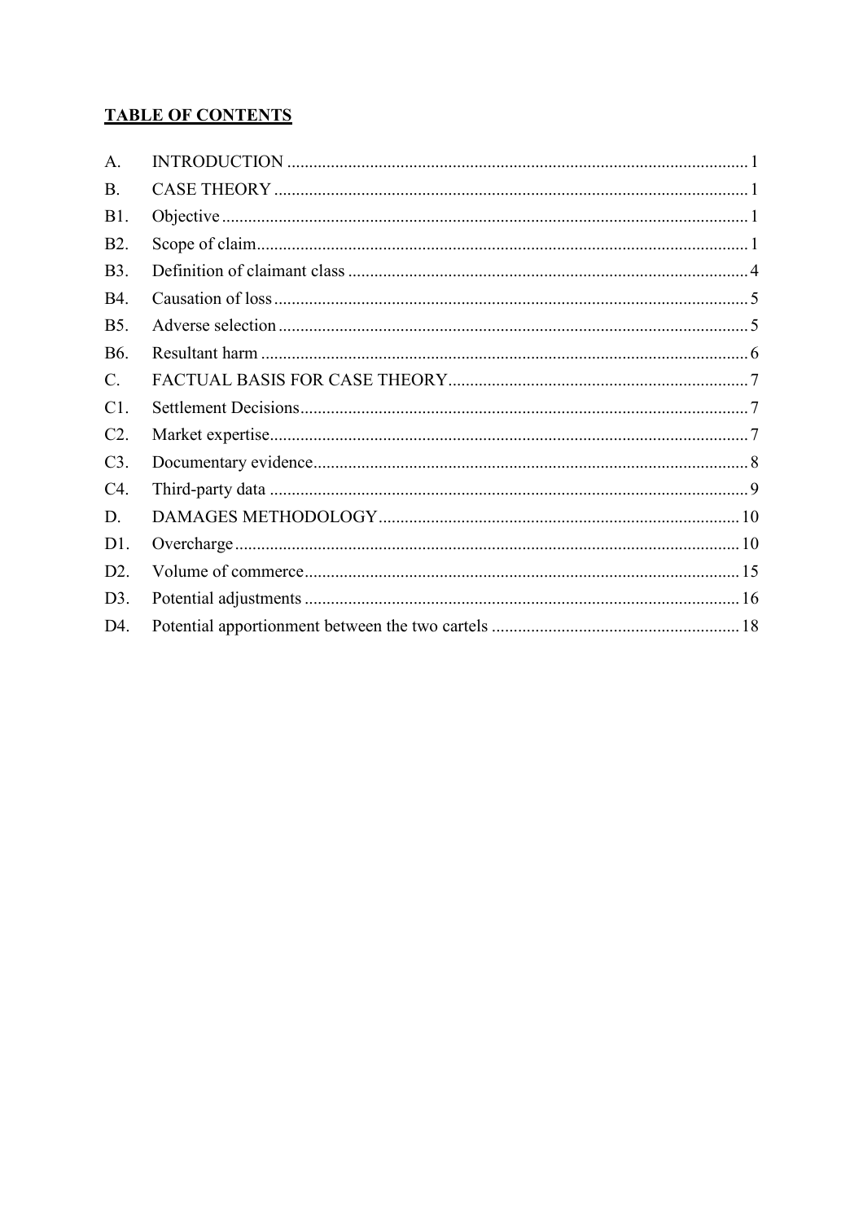**TABLE OF CONTENTS**

| | | |
|---|---|---|
| A. | INTRODUCTION | 1 |
| B. | CASE THEORY | 1 |
| B1. | Objective | 1 |
| B2. | Scope of claim | 1 |
| B3. | Definition of claimant class | 4 |
| B4. | Causation of loss | 5 |
| B5. | Adverse selection | 5 |
| B6. | Resultant harm | 6 |
| C. | FACTUAL BASIS FOR CASE THEORY | 7 |
| C1. | Settlement Decisions | 7 |
| C2. | Market expertise | 7 |
| C3. | Documentary evidence | 8 |
| C4. | Third-party data | 9 |
| D. | DAMAGES METHODOLOGY | 10 |
| D1. | Overcharge | 10 |
| D2. | Volume of commerce | 15 |
| D3. | Potential adjustments | 16 |
| D4. | Potential apportionment between the two cartels | 18 |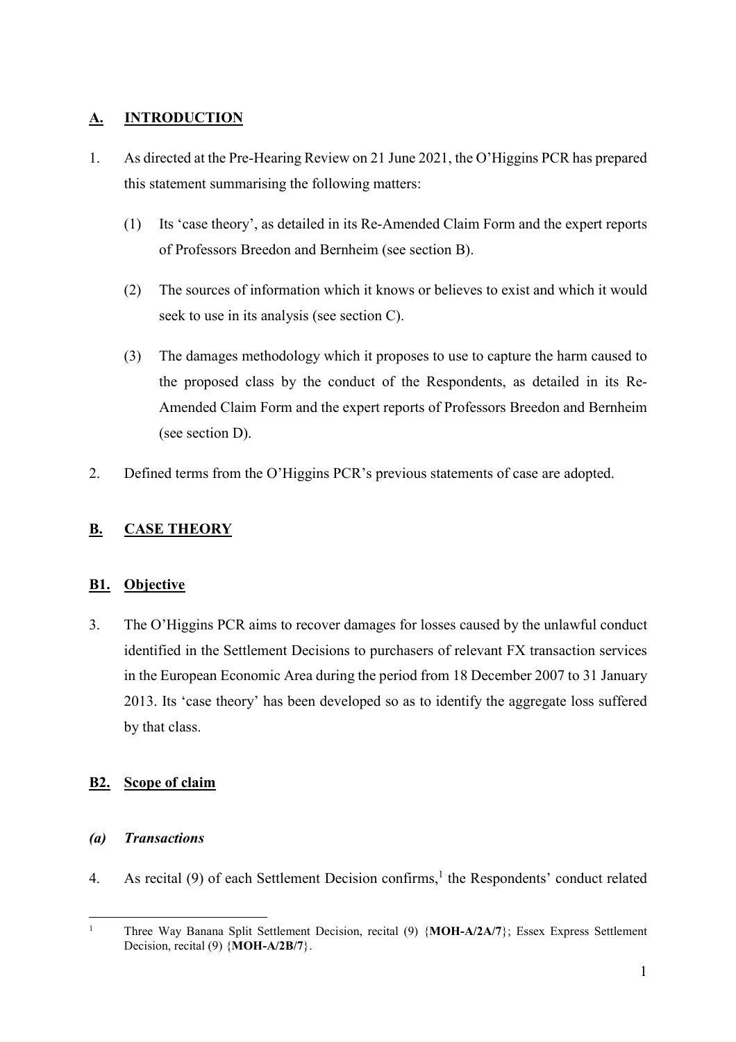## A. INTRODUCTION

1. As directed at the Pre-Hearing Review on 21 June 2021, the O'Higgins PCR has prepared this statement summarising the following matters:

   (1) Its 'case theory', as detailed in its Re-Amended Claim Form and the expert reports of Professors Breedon and Bernheim (see section B).

   (2) The sources of information which it knows or believes to exist and which it would seek to use in its analysis (see section C).

   (3) The damages methodology which it proposes to use to capture the harm caused to the proposed class by the conduct of the Respondents, as detailed in its Re-Amended Claim Form and the expert reports of Professors Breedon and Bernheim (see section D).

2. Defined terms from the O'Higgins PCR's previous statements of case are adopted.

## B. CASE THEORY

### B1. Objective

3. The O'Higgins PCR aims to recover damages for losses caused by the unlawful conduct identified in the Settlement Decisions to purchasers of relevant FX transaction services in the European Economic Area during the period from 18 December 2007 to 31 January 2013. Its 'case theory' has been developed so as to identify the aggregate loss suffered by that class.

### B2. Scope of claim

#### *(a) Transactions*

4. As recital (9) of each Settlement Decision confirms,[1] the Respondents' conduct related

[1] Three Way Banana Split Settlement Decision, recital (9) {**MOH-A/2A/7**}; Essex Express Settlement Decision, recital (9) {**MOH-A/2B/7**}.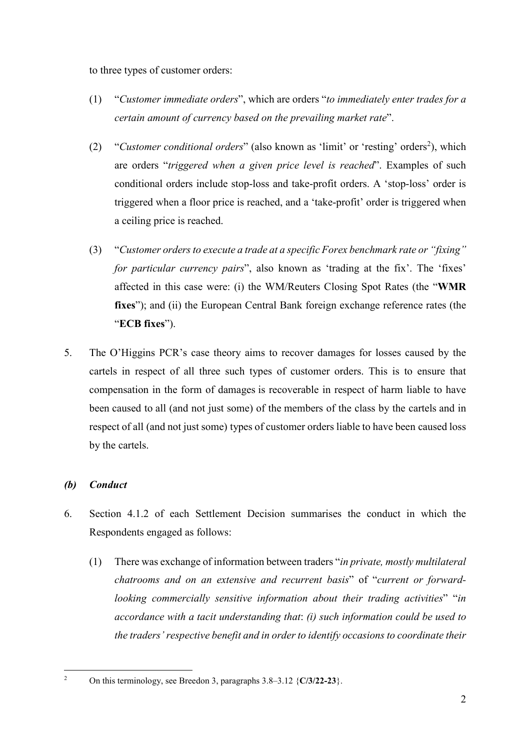to three types of customer orders:

(1) "*Customer immediate orders*", which are orders "*to immediately enter trades for a certain amount of currency based on the prevailing market rate*".

(2) "*Customer conditional orders*" (also known as 'limit' or 'resting' orders[2]), which are orders "*triggered when a given price level is reached*". Examples of such conditional orders include stop-loss and take-profit orders. A 'stop-loss' order is triggered when a floor price is reached, and a 'take-profit' order is triggered when a ceiling price is reached.

(3) "*Customer orders to execute a trade at a specific Forex benchmark rate or "fixing" for particular currency pairs*", also known as 'trading at the fix'. The 'fixes' affected in this case were: (i) the WM/Reuters Closing Spot Rates (the "**WMR fixes**"); and (ii) the European Central Bank foreign exchange reference rates (the "**ECB fixes**").

5. The O'Higgins PCR's case theory aims to recover damages for losses caused by the cartels in respect of all three such types of customer orders. This is to ensure that compensation in the form of damages is recoverable in respect of harm liable to have been caused to all (and not just some) of the members of the class by the cartels and in respect of all (and not just some) types of customer orders liable to have been caused loss by the cartels.

### *(b) Conduct*

6. Section 4.1.2 of each Settlement Decision summarises the conduct in which the Respondents engaged as follows:

   (1) There was exchange of information between traders "*in private, mostly multilateral chatrooms and on an extensive and recurrent basis*" of "*current or forward-looking commercially sensitive information about their trading activities*" "*in accordance with a tacit understanding that*: *(i) such information could be used to the traders' respective benefit and in order to identify occasions to coordinate their*

---

[2] On this terminology, see Breedon 3, paragraphs 3.8–3.12 {**C/3/22-23**}.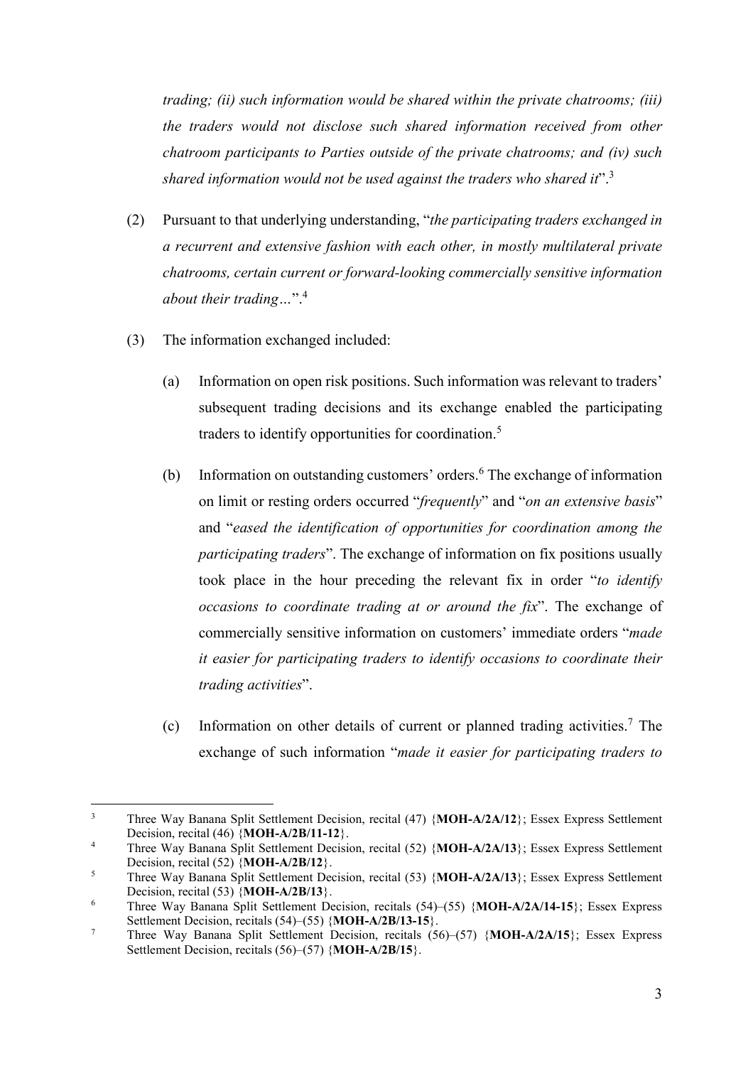*trading; (ii) such information would be shared within the private chatrooms; (iii) the traders would not disclose such shared information received from other chatroom participants to Parties outside of the private chatrooms; and (iv) such shared information would not be used against the traders who shared it*".[3]

(2) Pursuant to that underlying understanding, "*the participating traders exchanged in a recurrent and extensive fashion with each other, in mostly multilateral private chatrooms, certain current or forward-looking commercially sensitive information about their trading…*".[4]

(3) The information exchanged included:

(a) Information on open risk positions. Such information was relevant to traders' subsequent trading decisions and its exchange enabled the participating traders to identify opportunities for coordination.[5]

(b) Information on outstanding customers' orders.[6] The exchange of information on limit or resting orders occurred "*frequently*" and "*on an extensive basis*" and "*eased the identification of opportunities for coordination among the participating traders*". The exchange of information on fix positions usually took place in the hour preceding the relevant fix in order "*to identify occasions to coordinate trading at or around the fix*". The exchange of commercially sensitive information on customers' immediate orders "*made it easier for participating traders to identify occasions to coordinate their trading activities*".

(c) Information on other details of current or planned trading activities.[7] The exchange of such information "*made it easier for participating traders to*

---

[3] Three Way Banana Split Settlement Decision, recital (47) {**MOH-A/2A/12**}; Essex Express Settlement Decision, recital (46) {**MOH-A/2B/11-12**}.

[4] Three Way Banana Split Settlement Decision, recital (52) {**MOH-A/2A/13**}; Essex Express Settlement Decision, recital (52) {**MOH-A/2B/12**}.

[5] Three Way Banana Split Settlement Decision, recital (53) {**MOH-A/2A/13**}; Essex Express Settlement Decision, recital (53) {**MOH-A/2B/13**}.

[6] Three Way Banana Split Settlement Decision, recitals (54)–(55) {**MOH-A/2A/14-15**}; Essex Express Settlement Decision, recitals (54)–(55) {**MOH-A/2B/13-15**}.

[7] Three Way Banana Split Settlement Decision, recitals (56)–(57) {**MOH-A/2A/15**}; Essex Express Settlement Decision, recitals (56)–(57) {**MOH-A/2B/15**}.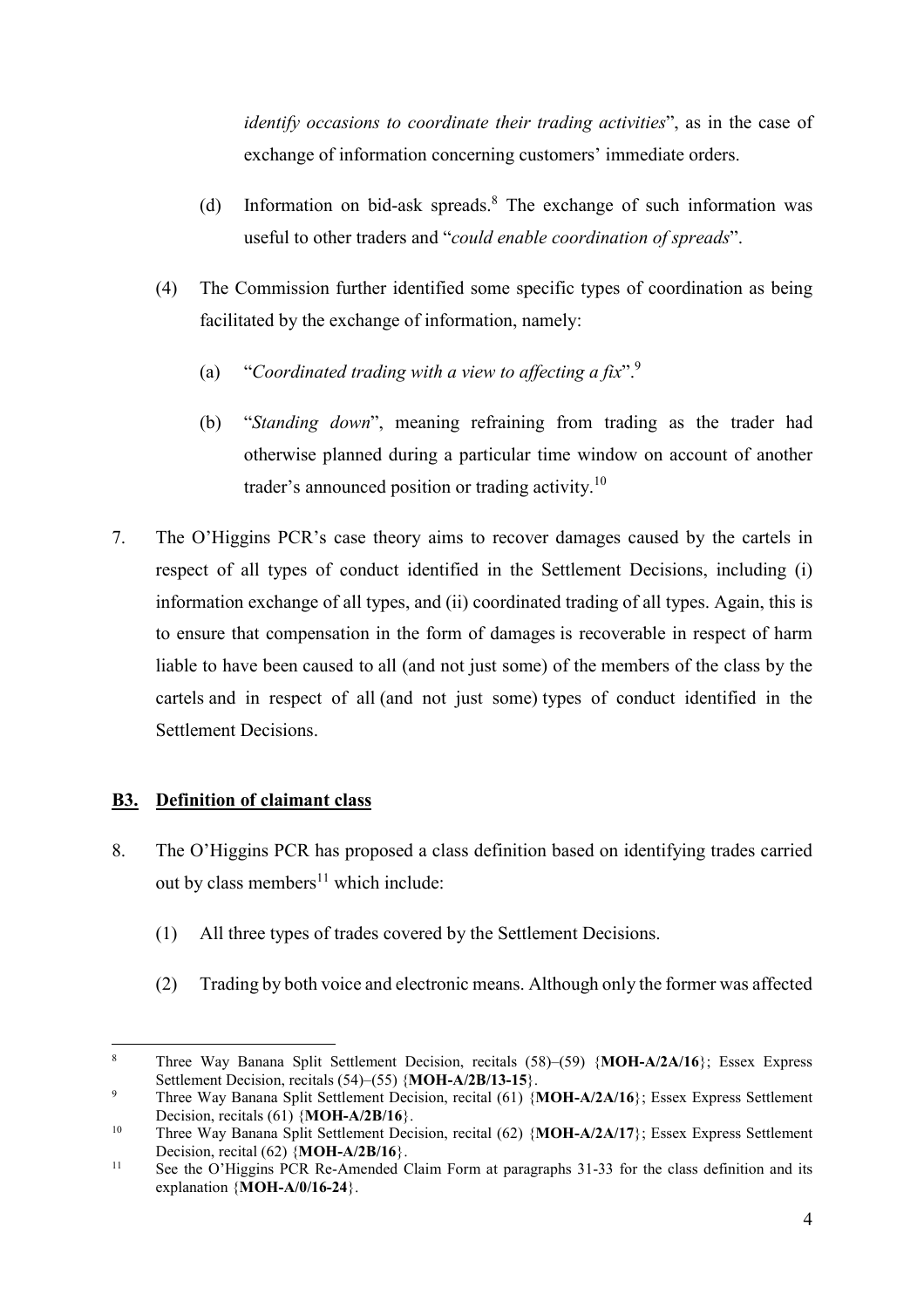*identify occasions to coordinate their trading activities*", as in the case of exchange of information concerning customers' immediate orders.

(d) Information on bid-ask spreads.[8] The exchange of such information was useful to other traders and "*could enable coordination of spreads*".

(4) The Commission further identified some specific types of coordination as being facilitated by the exchange of information, namely:

(a) "*Coordinated trading with a view to affecting a fix*".[9]

(b) "*Standing down*", meaning refraining from trading as the trader had otherwise planned during a particular time window on account of another trader's announced position or trading activity.[10]

7. The O'Higgins PCR's case theory aims to recover damages caused by the cartels in respect of all types of conduct identified in the Settlement Decisions, including (i) information exchange of all types, and (ii) coordinated trading of all types. Again, this is to ensure that compensation in the form of damages is recoverable in respect of harm liable to have been caused to all (and not just some) of the members of the class by the cartels and in respect of all (and not just some) types of conduct identified in the Settlement Decisions.

## B3. Definition of claimant class

8. The O'Higgins PCR has proposed a class definition based on identifying trades carried out by class members[11] which include:

(1) All three types of trades covered by the Settlement Decisions.

(2) Trading by both voice and electronic means. Although only the former was affected

---

[8] Three Way Banana Split Settlement Decision, recitals (58)–(59) {**MOH-A/2A/16**}; Essex Express Settlement Decision, recitals (54)–(55) {**MOH-A/2B/13-15**}.

[9] Three Way Banana Split Settlement Decision, recital (61) {**MOH-A/2A/16**}; Essex Express Settlement Decision, recitals (61) {**MOH-A/2B/16**}.

[10] Three Way Banana Split Settlement Decision, recital (62) {**MOH-A/2A/17**}; Essex Express Settlement Decision, recital (62) {**MOH-A/2B/16**}.

[11] See the O'Higgins PCR Re-Amended Claim Form at paragraphs 31-33 for the class definition and its explanation {**MOH-A/0/16-24**}.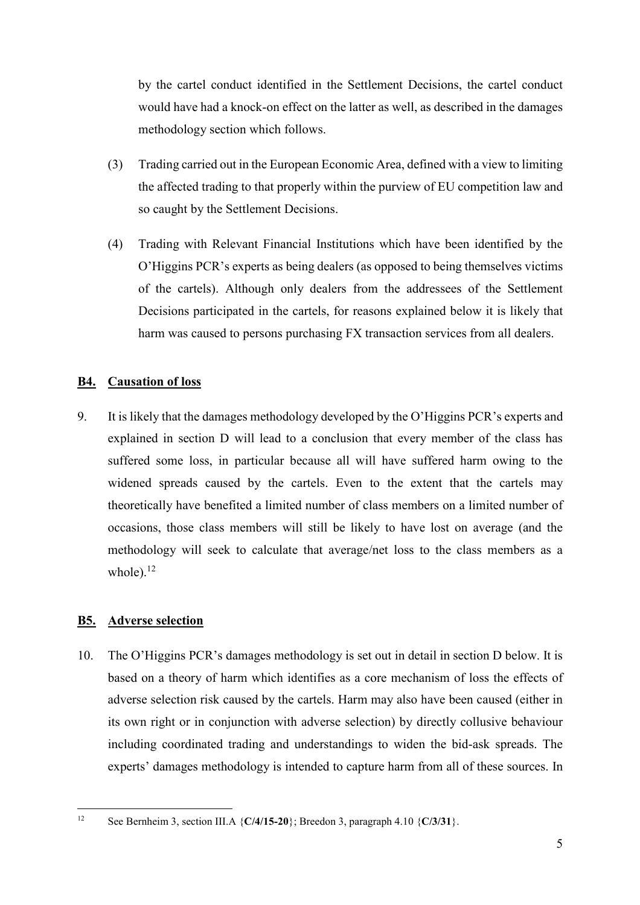by the cartel conduct identified in the Settlement Decisions, the cartel conduct would have had a knock-on effect on the latter as well, as described in the damages methodology section which follows.

(3) Trading carried out in the European Economic Area, defined with a view to limiting the affected trading to that properly within the purview of EU competition law and so caught by the Settlement Decisions.

(4) Trading with Relevant Financial Institutions which have been identified by the O'Higgins PCR's experts as being dealers (as opposed to being themselves victims of the cartels). Although only dealers from the addressees of the Settlement Decisions participated in the cartels, for reasons explained below it is likely that harm was caused to persons purchasing FX transaction services from all dealers.

## B4. Causation of loss

9. It is likely that the damages methodology developed by the O'Higgins PCR's experts and explained in section D will lead to a conclusion that every member of the class has suffered some loss, in particular because all will have suffered harm owing to the widened spreads caused by the cartels. Even to the extent that the cartels may theoretically have benefited a limited number of class members on a limited number of occasions, those class members will still be likely to have lost on average (and the methodology will seek to calculate that average/net loss to the class members as a whole).[12]

## B5. Adverse selection

10. The O'Higgins PCR's damages methodology is set out in detail in section D below. It is based on a theory of harm which identifies as a core mechanism of loss the effects of adverse selection risk caused by the cartels. Harm may also have been caused (either in its own right or in conjunction with adverse selection) by directly collusive behaviour including coordinated trading and understandings to widen the bid-ask spreads. The experts' damages methodology is intended to capture harm from all of these sources. In

---

[12] See Bernheim 3, section III.A {**C/4/15-20**}; Breedon 3, paragraph 4.10 {**C/3/31**}.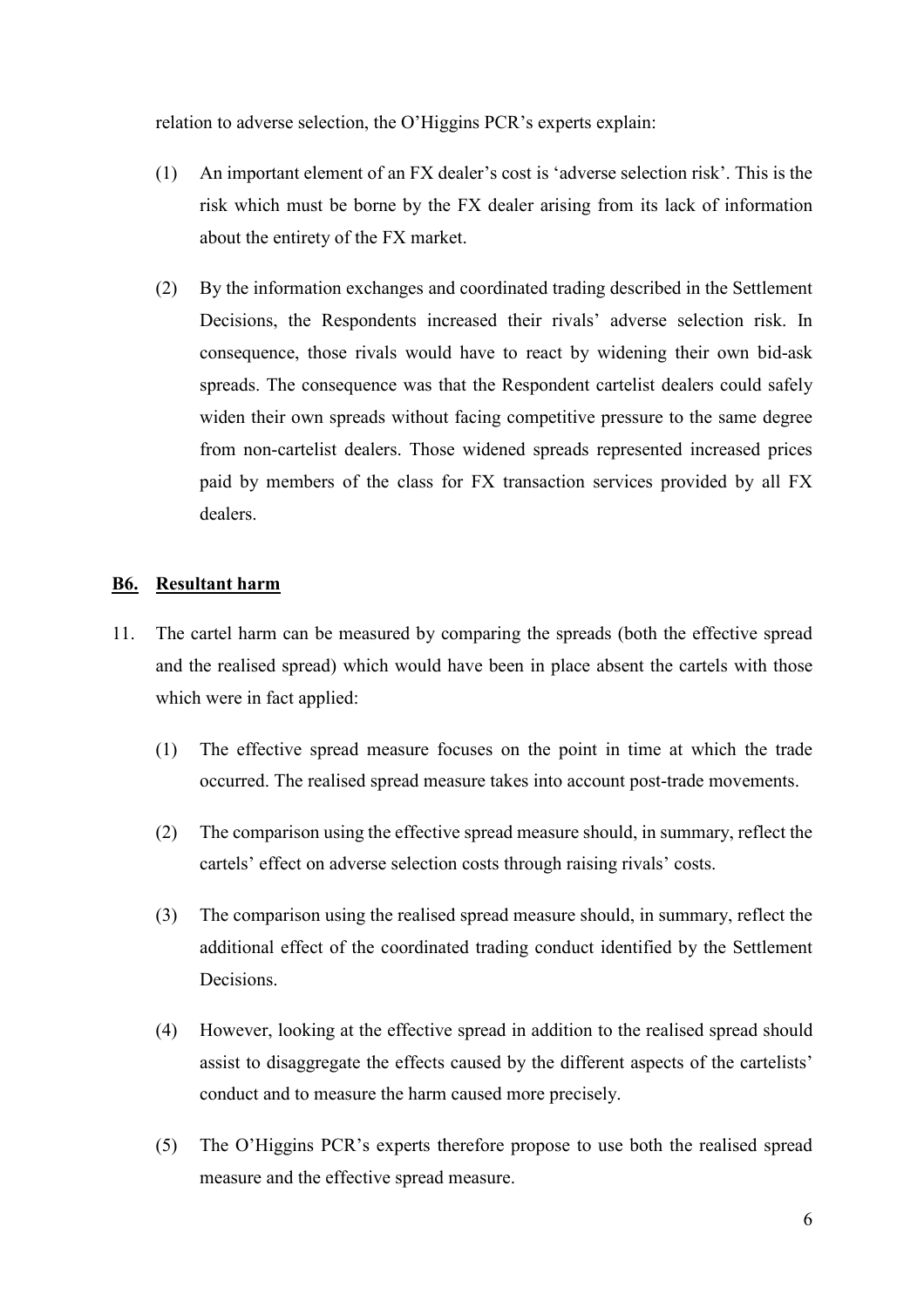relation to adverse selection, the O'Higgins PCR's experts explain:

(1) An important element of an FX dealer's cost is 'adverse selection risk'. This is the risk which must be borne by the FX dealer arising from its lack of information about the entirety of the FX market.

(2) By the information exchanges and coordinated trading described in the Settlement Decisions, the Respondents increased their rivals' adverse selection risk. In consequence, those rivals would have to react by widening their own bid-ask spreads. The consequence was that the Respondent cartelist dealers could safely widen their own spreads without facing competitive pressure to the same degree from non-cartelist dealers. Those widened spreads represented increased prices paid by members of the class for FX transaction services provided by all FX dealers.

## <u>B6.</u> <u>Resultant harm</u>

11. The cartel harm can be measured by comparing the spreads (both the effective spread and the realised spread) which would have been in place absent the cartels with those which were in fact applied:

    (1) The effective spread measure focuses on the point in time at which the trade occurred. The realised spread measure takes into account post-trade movements.

    (2) The comparison using the effective spread measure should, in summary, reflect the cartels' effect on adverse selection costs through raising rivals' costs.

    (3) The comparison using the realised spread measure should, in summary, reflect the additional effect of the coordinated trading conduct identified by the Settlement Decisions.

    (4) However, looking at the effective spread in addition to the realised spread should assist to disaggregate the effects caused by the different aspects of the cartelists' conduct and to measure the harm caused more precisely.

    (5) The O'Higgins PCR's experts therefore propose to use both the realised spread measure and the effective spread measure.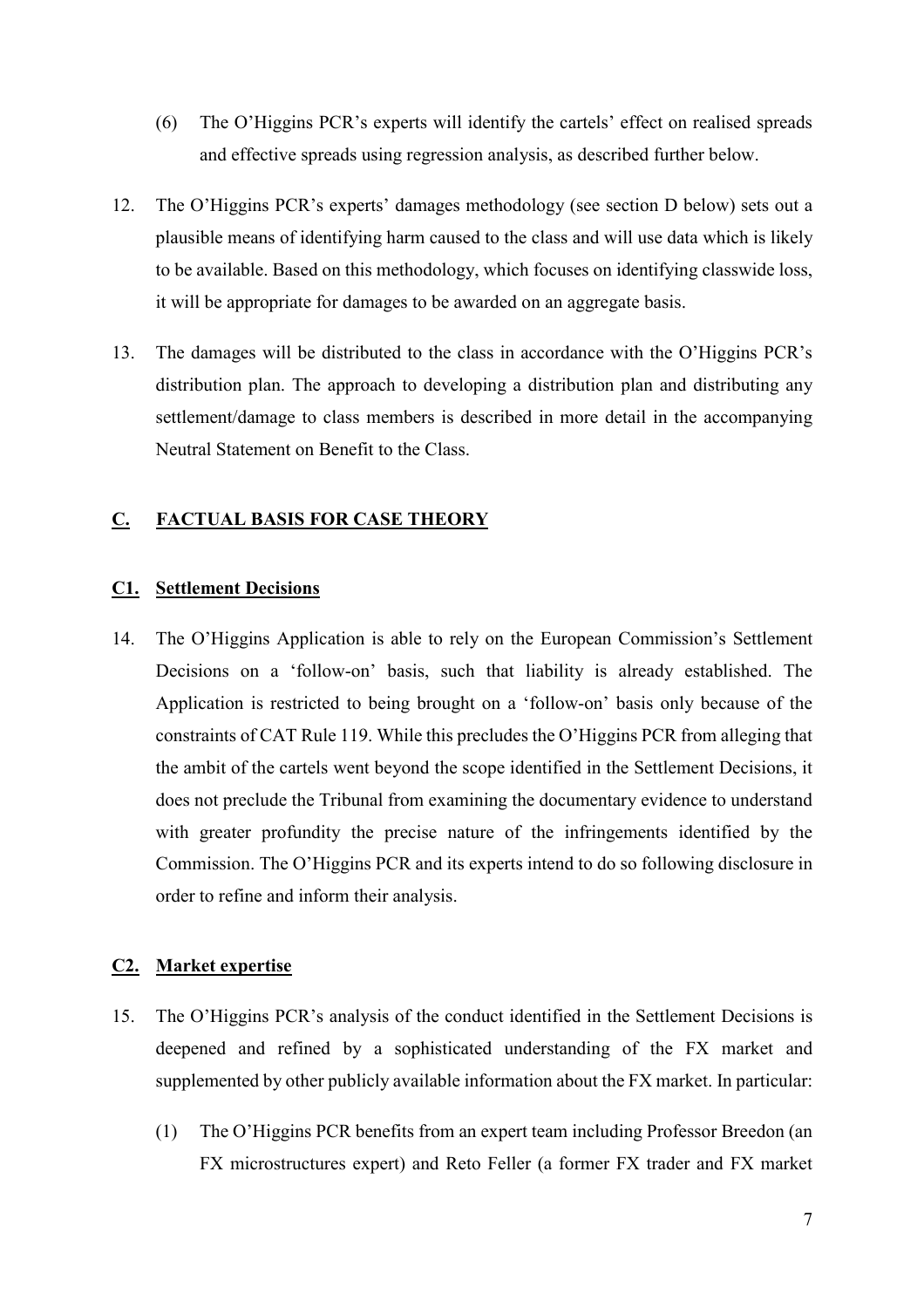(6) The O'Higgins PCR's experts will identify the cartels' effect on realised spreads and effective spreads using regression analysis, as described further below.

12. The O'Higgins PCR's experts' damages methodology (see section D below) sets out a plausible means of identifying harm caused to the class and will use data which is likely to be available. Based on this methodology, which focuses on identifying classwide loss, it will be appropriate for damages to be awarded on an aggregate basis.

13. The damages will be distributed to the class in accordance with the O'Higgins PCR's distribution plan. The approach to developing a distribution plan and distributing any settlement/damage to class members is described in more detail in the accompanying Neutral Statement on Benefit to the Class.

## C. FACTUAL BASIS FOR CASE THEORY

### C1. Settlement Decisions

14. The O'Higgins Application is able to rely on the European Commission's Settlement Decisions on a 'follow-on' basis, such that liability is already established. The Application is restricted to being brought on a 'follow-on' basis only because of the constraints of CAT Rule 119. While this precludes the O'Higgins PCR from alleging that the ambit of the cartels went beyond the scope identified in the Settlement Decisions, it does not preclude the Tribunal from examining the documentary evidence to understand with greater profundity the precise nature of the infringements identified by the Commission. The O'Higgins PCR and its experts intend to do so following disclosure in order to refine and inform their analysis.

### C2. Market expertise

15. The O'Higgins PCR's analysis of the conduct identified in the Settlement Decisions is deepened and refined by a sophisticated understanding of the FX market and supplemented by other publicly available information about the FX market. In particular:

    (1) The O'Higgins PCR benefits from an expert team including Professor Breedon (an FX microstructures expert) and Reto Feller (a former FX trader and FX market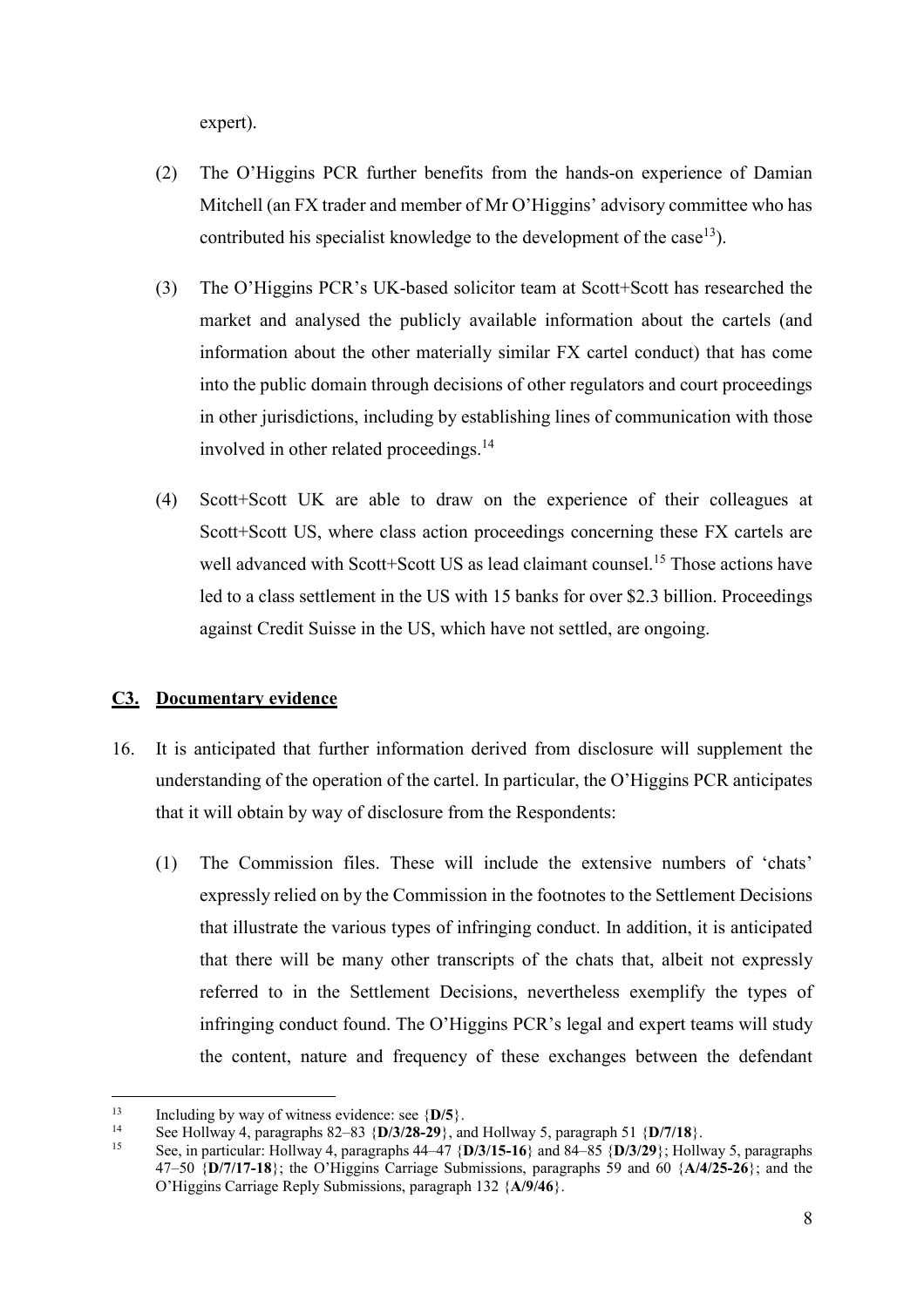expert).

(2) The O'Higgins PCR further benefits from the hands-on experience of Damian Mitchell (an FX trader and member of Mr O'Higgins' advisory committee who has contributed his specialist knowledge to the development of the case[13]).

(3) The O'Higgins PCR's UK-based solicitor team at Scott+Scott has researched the market and analysed the publicly available information about the cartels (and information about the other materially similar FX cartel conduct) that has come into the public domain through decisions of other regulators and court proceedings in other jurisdictions, including by establishing lines of communication with those involved in other related proceedings.[14]

(4) Scott+Scott UK are able to draw on the experience of their colleagues at Scott+Scott US, where class action proceedings concerning these FX cartels are well advanced with Scott+Scott US as lead claimant counsel.[15] Those actions have led to a class settlement in the US with 15 banks for over \$2.3 billion. Proceedings against Credit Suisse in the US, which have not settled, are ongoing.

## C3. Documentary evidence

16. It is anticipated that further information derived from disclosure will supplement the understanding of the operation of the cartel. In particular, the O'Higgins PCR anticipates that it will obtain by way of disclosure from the Respondents:

(1) The Commission files. These will include the extensive numbers of 'chats' expressly relied on by the Commission in the footnotes to the Settlement Decisions that illustrate the various types of infringing conduct. In addition, it is anticipated that there will be many other transcripts of the chats that, albeit not expressly referred to in the Settlement Decisions, nevertheless exemplify the types of infringing conduct found. The O'Higgins PCR's legal and expert teams will study the content, nature and frequency of these exchanges between the defendant

---

[13] Including by way of witness evidence: see {**D/5**}.

[14] See Hollway 4, paragraphs 82–83 {**D/3/28-29**}, and Hollway 5, paragraph 51 {**D/7/18**}.

[15] See, in particular: Hollway 4, paragraphs 44–47 {**D/3/15-16**} and 84–85 {**D/3/29**}; Hollway 5, paragraphs 47–50 {**D/7/17-18**}; the O'Higgins Carriage Submissions, paragraphs 59 and 60 {**A/4/25-26**}; and the O'Higgins Carriage Reply Submissions, paragraph 132 {**A/9/46**}.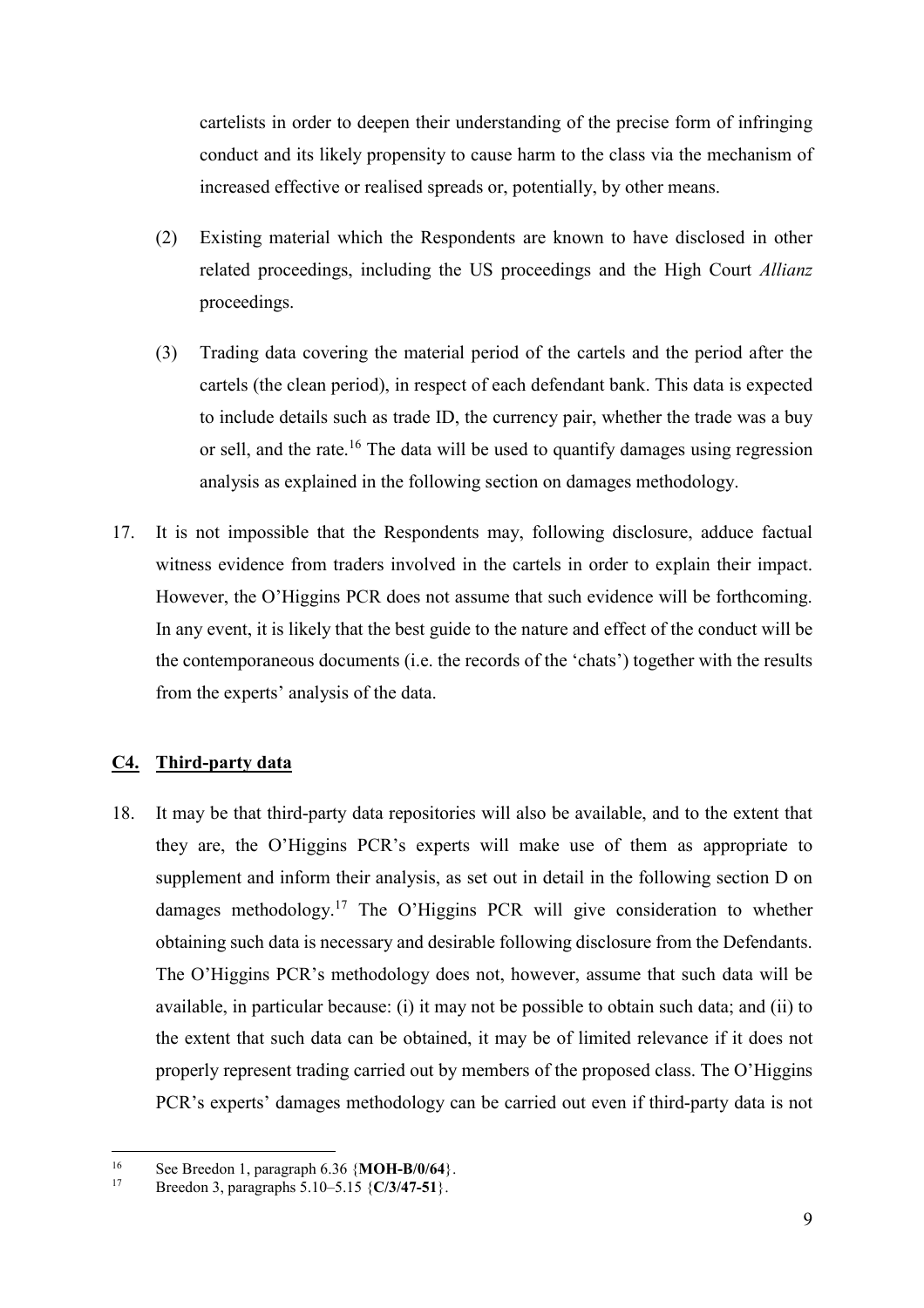cartelists in order to deepen their understanding of the precise form of infringing conduct and its likely propensity to cause harm to the class via the mechanism of increased effective or realised spreads or, potentially, by other means.

(2) Existing material which the Respondents are known to have disclosed in other related proceedings, including the US proceedings and the High Court *Allianz* proceedings.

(3) Trading data covering the material period of the cartels and the period after the cartels (the clean period), in respect of each defendant bank. This data is expected to include details such as trade ID, the currency pair, whether the trade was a buy or sell, and the rate.[16] The data will be used to quantify damages using regression analysis as explained in the following section on damages methodology.

17. It is not impossible that the Respondents may, following disclosure, adduce factual witness evidence from traders involved in the cartels in order to explain their impact. However, the O'Higgins PCR does not assume that such evidence will be forthcoming. In any event, it is likely that the best guide to the nature and effect of the conduct will be the contemporaneous documents (i.e. the records of the 'chats') together with the results from the experts' analysis of the data.

## C4. Third-party data

18. It may be that third-party data repositories will also be available, and to the extent that they are, the O'Higgins PCR's experts will make use of them as appropriate to supplement and inform their analysis, as set out in detail in the following section D on damages methodology.[17] The O'Higgins PCR will give consideration to whether obtaining such data is necessary and desirable following disclosure from the Defendants. The O'Higgins PCR's methodology does not, however, assume that such data will be available, in particular because: (i) it may not be possible to obtain such data; and (ii) to the extent that such data can be obtained, it may be of limited relevance if it does not properly represent trading carried out by members of the proposed class. The O'Higgins PCR's experts' damages methodology can be carried out even if third-party data is not

---

[16] See Breedon 1, paragraph 6.36 {**MOH-B/0/64**}.

[17] Breedon 3, paragraphs 5.10–5.15 {**C/3/47-51**}.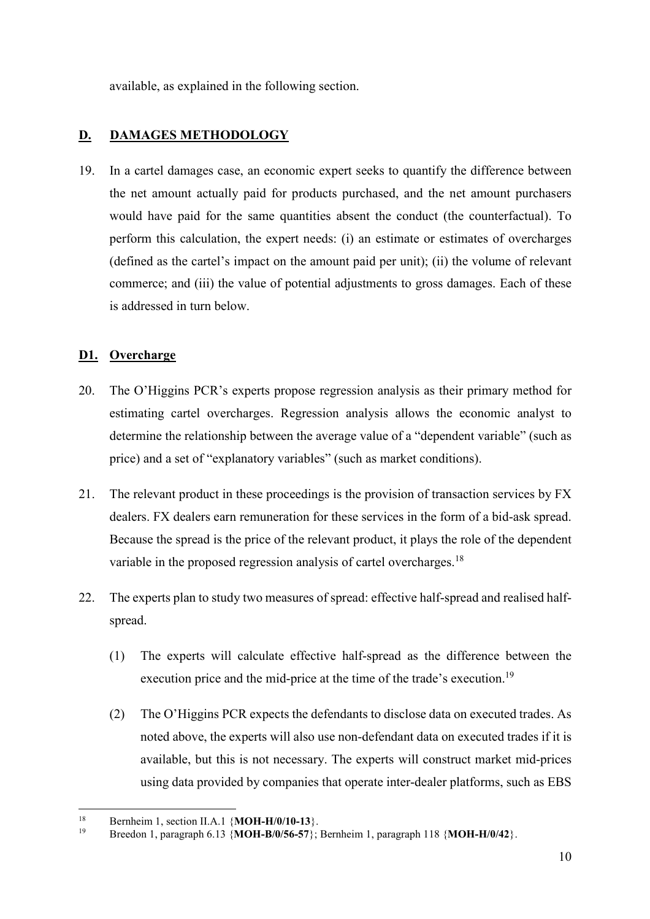available, as explained in the following section.

## D. DAMAGES METHODOLOGY

19. In a cartel damages case, an economic expert seeks to quantify the difference between the net amount actually paid for products purchased, and the net amount purchasers would have paid for the same quantities absent the conduct (the counterfactual). To perform this calculation, the expert needs: (i) an estimate or estimates of overcharges (defined as the cartel's impact on the amount paid per unit); (ii) the volume of relevant commerce; and (iii) the value of potential adjustments to gross damages. Each of these is addressed in turn below.

### D1. Overcharge

20. The O'Higgins PCR's experts propose regression analysis as their primary method for estimating cartel overcharges. Regression analysis allows the economic analyst to determine the relationship between the average value of a "dependent variable" (such as price) and a set of "explanatory variables" (such as market conditions).

21. The relevant product in these proceedings is the provision of transaction services by FX dealers. FX dealers earn remuneration for these services in the form of a bid-ask spread. Because the spread is the price of the relevant product, it plays the role of the dependent variable in the proposed regression analysis of cartel overcharges.[18]

22. The experts plan to study two measures of spread: effective half-spread and realised half-spread.

    (1) The experts will calculate effective half-spread as the difference between the execution price and the mid-price at the time of the trade's execution.[19]

    (2) The O'Higgins PCR expects the defendants to disclose data on executed trades. As noted above, the experts will also use non-defendant data on executed trades if it is available, but this is not necessary. The experts will construct market mid-prices using data provided by companies that operate inter-dealer platforms, such as EBS

---

[18] Bernheim 1, section II.A.1 {**MOH-H/0/10-13**}.

[19] Breedon 1, paragraph 6.13 {**MOH-B/0/56-57**}; Bernheim 1, paragraph 118 {**MOH-H/0/42**}.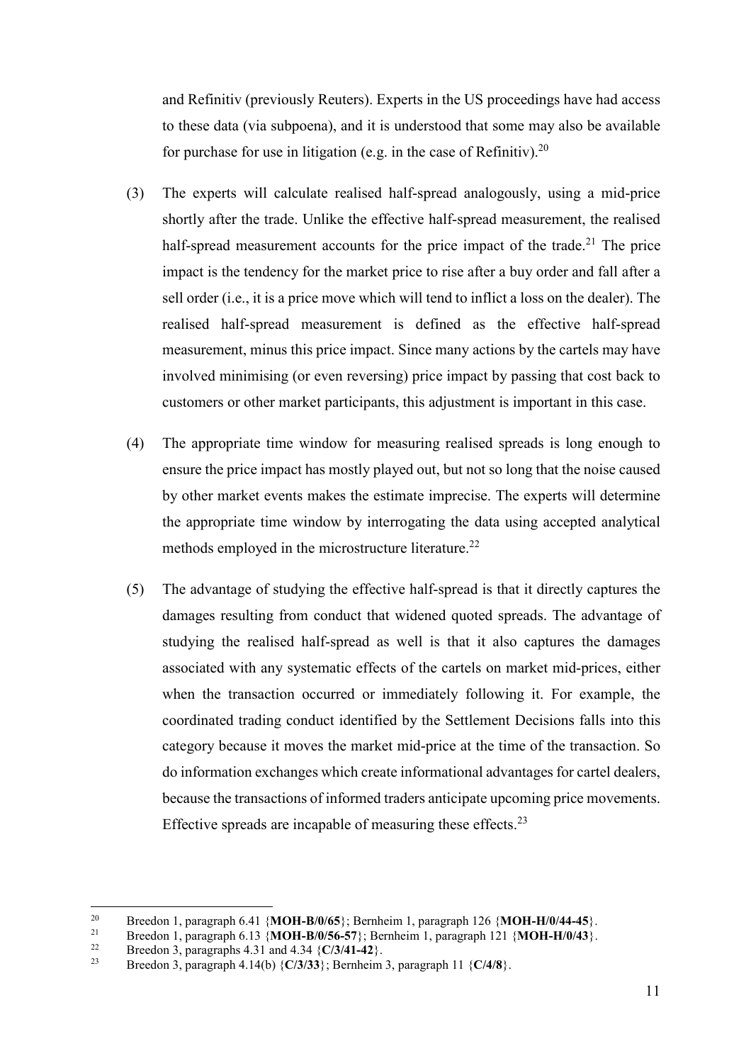and Refinitiv (previously Reuters). Experts in the US proceedings have had access to these data (via subpoena), and it is understood that some may also be available for purchase for use in litigation (e.g. in the case of Refinitiv).[20]

(3) The experts will calculate realised half-spread analogously, using a mid-price shortly after the trade. Unlike the effective half-spread measurement, the realised half-spread measurement accounts for the price impact of the trade.[21] The price impact is the tendency for the market price to rise after a buy order and fall after a sell order (i.e., it is a price move which will tend to inflict a loss on the dealer). The realised half-spread measurement is defined as the effective half-spread measurement, minus this price impact. Since many actions by the cartels may have involved minimising (or even reversing) price impact by passing that cost back to customers or other market participants, this adjustment is important in this case.

(4) The appropriate time window for measuring realised spreads is long enough to ensure the price impact has mostly played out, but not so long that the noise caused by other market events makes the estimate imprecise. The experts will determine the appropriate time window by interrogating the data using accepted analytical methods employed in the microstructure literature.[22]

(5) The advantage of studying the effective half-spread is that it directly captures the damages resulting from conduct that widened quoted spreads. The advantage of studying the realised half-spread as well is that it also captures the damages associated with any systematic effects of the cartels on market mid-prices, either when the transaction occurred or immediately following it. For example, the coordinated trading conduct identified by the Settlement Decisions falls into this category because it moves the market mid-price at the time of the transaction. So do information exchanges which create informational advantages for cartel dealers, because the transactions of informed traders anticipate upcoming price movements. Effective spreads are incapable of measuring these effects.[23]

---

[20] Breedon 1, paragraph 6.41 {**MOH-B/0/65**}; Bernheim 1, paragraph 126 {**MOH-H/0/44-45**}.

[21] Breedon 1, paragraph 6.13 {**MOH-B/0/56-57**}; Bernheim 1, paragraph 121 {**MOH-H/0/43**}.

[22] Breedon 3, paragraphs 4.31 and 4.34 {**C/3/41-42**}.

[23] Breedon 3, paragraph 4.14(b) {**C/3/33**}; Bernheim 3, paragraph 11 {**C/4/8**}.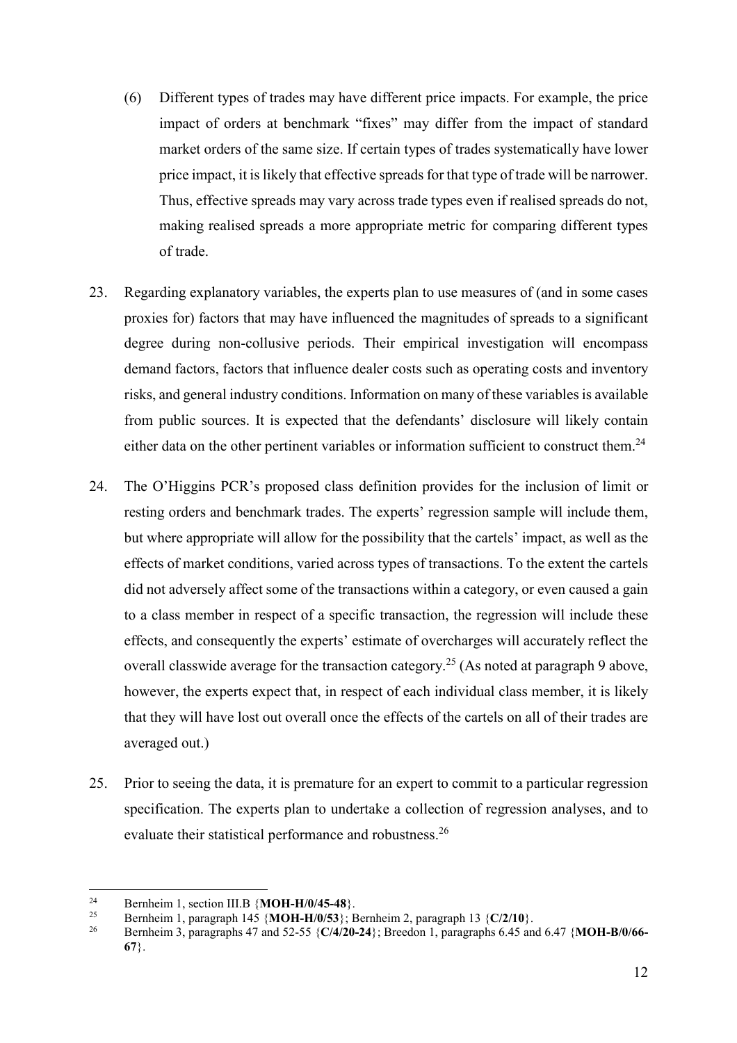(6) Different types of trades may have different price impacts. For example, the price impact of orders at benchmark "fixes" may differ from the impact of standard market orders of the same size. If certain types of trades systematically have lower price impact, it is likely that effective spreads for that type of trade will be narrower. Thus, effective spreads may vary across trade types even if realised spreads do not, making realised spreads a more appropriate metric for comparing different types of trade.

23. Regarding explanatory variables, the experts plan to use measures of (and in some cases proxies for) factors that may have influenced the magnitudes of spreads to a significant degree during non-collusive periods. Their empirical investigation will encompass demand factors, factors that influence dealer costs such as operating costs and inventory risks, and general industry conditions. Information on many of these variables is available from public sources. It is expected that the defendants' disclosure will likely contain either data on the other pertinent variables or information sufficient to construct them.[24]

24. The O'Higgins PCR's proposed class definition provides for the inclusion of limit or resting orders and benchmark trades. The experts' regression sample will include them, but where appropriate will allow for the possibility that the cartels' impact, as well as the effects of market conditions, varied across types of transactions. To the extent the cartels did not adversely affect some of the transactions within a category, or even caused a gain to a class member in respect of a specific transaction, the regression will include these effects, and consequently the experts' estimate of overcharges will accurately reflect the overall classwide average for the transaction category.[25] (As noted at paragraph 9 above, however, the experts expect that, in respect of each individual class member, it is likely that they will have lost out overall once the effects of the cartels on all of their trades are averaged out.)

25. Prior to seeing the data, it is premature for an expert to commit to a particular regression specification. The experts plan to undertake a collection of regression analyses, and to evaluate their statistical performance and robustness.[26]

---

[24] Bernheim 1, section III.B {**MOH-H/0/45-48**}.

[25] Bernheim 1, paragraph 145 {**MOH-H/0/53**}; Bernheim 2, paragraph 13 {**C/2/10**}.

[26] Bernheim 3, paragraphs 47 and 52-55 {**C/4/20-24**}; Breedon 1, paragraphs 6.45 and 6.47 {**MOH-B/0/66-67**}.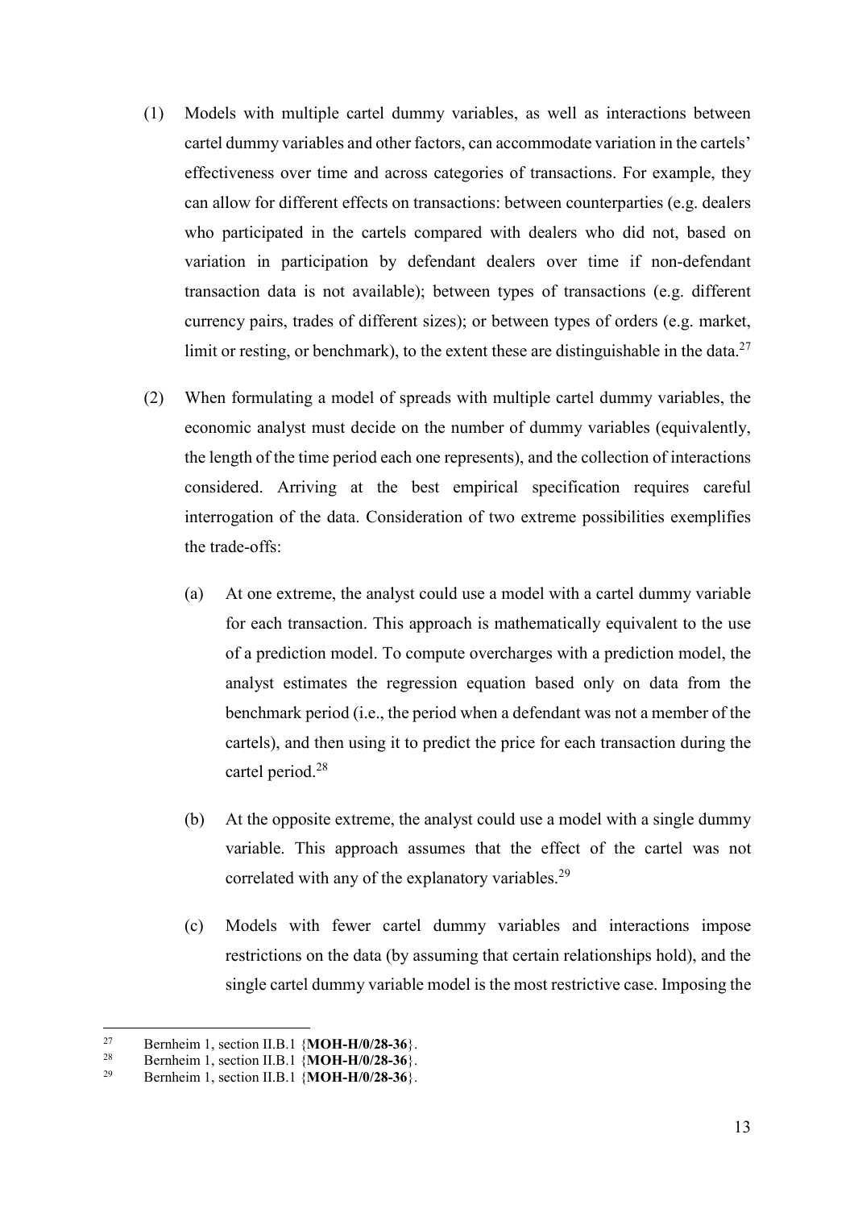(1) Models with multiple cartel dummy variables, as well as interactions between cartel dummy variables and other factors, can accommodate variation in the cartels' effectiveness over time and across categories of transactions. For example, they can allow for different effects on transactions: between counterparties (e.g. dealers who participated in the cartels compared with dealers who did not, based on variation in participation by defendant dealers over time if non-defendant transaction data is not available); between types of transactions (e.g. different currency pairs, trades of different sizes); or between types of orders (e.g. market, limit or resting, or benchmark), to the extent these are distinguishable in the data.[27]

(2) When formulating a model of spreads with multiple cartel dummy variables, the economic analyst must decide on the number of dummy variables (equivalently, the length of the time period each one represents), and the collection of interactions considered. Arriving at the best empirical specification requires careful interrogation of the data. Consideration of two extreme possibilities exemplifies the trade-offs:

   (a) At one extreme, the analyst could use a model with a cartel dummy variable for each transaction. This approach is mathematically equivalent to the use of a prediction model. To compute overcharges with a prediction model, the analyst estimates the regression equation based only on data from the benchmark period (i.e., the period when a defendant was not a member of the cartels), and then using it to predict the price for each transaction during the cartel period.[28]

   (b) At the opposite extreme, the analyst could use a model with a single dummy variable. This approach assumes that the effect of the cartel was not correlated with any of the explanatory variables.[29]

   (c) Models with fewer cartel dummy variables and interactions impose restrictions on the data (by assuming that certain relationships hold), and the single cartel dummy variable model is the most restrictive case. Imposing the

---

[27] Bernheim 1, section II.B.1 {**MOH-H/0/28-36**}.

[28] Bernheim 1, section II.B.1 {**MOH-H/0/28-36**}.

[29] Bernheim 1, section II.B.1 {**MOH-H/0/28-36**}.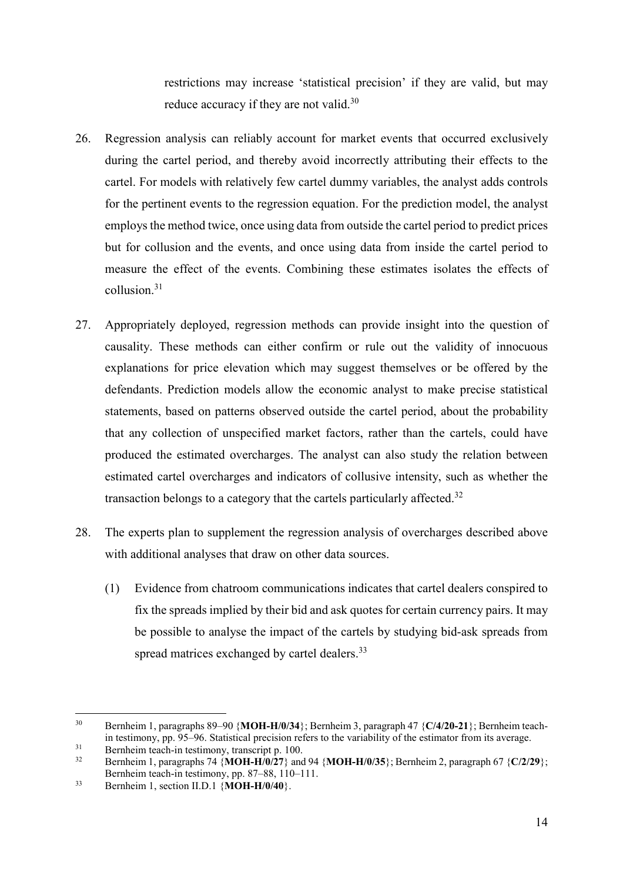restrictions may increase 'statistical precision' if they are valid, but may reduce accuracy if they are not valid.[30]

26. Regression analysis can reliably account for market events that occurred exclusively during the cartel period, and thereby avoid incorrectly attributing their effects to the cartel. For models with relatively few cartel dummy variables, the analyst adds controls for the pertinent events to the regression equation. For the prediction model, the analyst employs the method twice, once using data from outside the cartel period to predict prices but for collusion and the events, and once using data from inside the cartel period to measure the effect of the events. Combining these estimates isolates the effects of collusion.[31]

27. Appropriately deployed, regression methods can provide insight into the question of causality. These methods can either confirm or rule out the validity of innocuous explanations for price elevation which may suggest themselves or be offered by the defendants. Prediction models allow the economic analyst to make precise statistical statements, based on patterns observed outside the cartel period, about the probability that any collection of unspecified market factors, rather than the cartels, could have produced the estimated overcharges. The analyst can also study the relation between estimated cartel overcharges and indicators of collusive intensity, such as whether the transaction belongs to a category that the cartels particularly affected.[32]

28. The experts plan to supplement the regression analysis of overcharges described above with additional analyses that draw on other data sources.

    (1) Evidence from chatroom communications indicates that cartel dealers conspired to fix the spreads implied by their bid and ask quotes for certain currency pairs. It may be possible to analyse the impact of the cartels by studying bid-ask spreads from spread matrices exchanged by cartel dealers.[33]

---

[30] Bernheim 1, paragraphs 89–90 {**MOH-H/0/34**}; Bernheim 3, paragraph 47 {**C/4/20-21**}; Bernheim teach-in testimony, pp. 95–96. Statistical precision refers to the variability of the estimator from its average.

[31] Bernheim teach-in testimony, transcript p. 100.

[32] Bernheim 1, paragraphs 74 {**MOH-H/0/27**} and 94 {**MOH-H/0/35**}; Bernheim 2, paragraph 67 {**C/2/29**}; Bernheim teach-in testimony, pp. 87–88, 110–111.

[33] Bernheim 1, section II.D.1 {**MOH-H/0/40**}.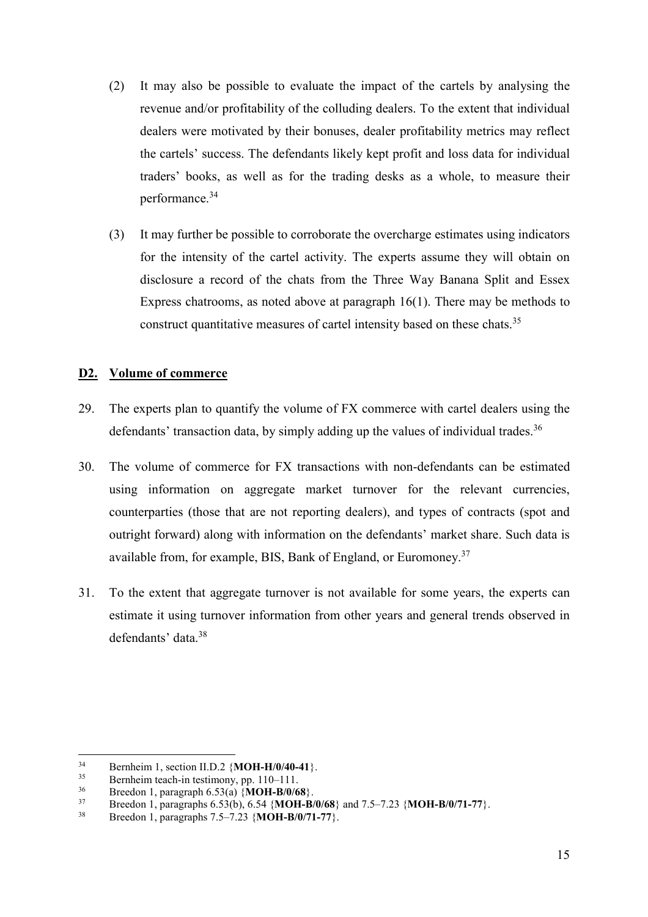(2) It may also be possible to evaluate the impact of the cartels by analysing the revenue and/or profitability of the colluding dealers. To the extent that individual dealers were motivated by their bonuses, dealer profitability metrics may reflect the cartels' success. The defendants likely kept profit and loss data for individual traders' books, as well as for the trading desks as a whole, to measure their performance.[34]

(3) It may further be possible to corroborate the overcharge estimates using indicators for the intensity of the cartel activity. The experts assume they will obtain on disclosure a record of the chats from the Three Way Banana Split and Essex Express chatrooms, as noted above at paragraph 16(1). There may be methods to construct quantitative measures of cartel intensity based on these chats.[35]

## D2. Volume of commerce

29. The experts plan to quantify the volume of FX commerce with cartel dealers using the defendants' transaction data, by simply adding up the values of individual trades.[36]

30. The volume of commerce for FX transactions with non-defendants can be estimated using information on aggregate market turnover for the relevant currencies, counterparties (those that are not reporting dealers), and types of contracts (spot and outright forward) along with information on the defendants' market share. Such data is available from, for example, BIS, Bank of England, or Euromoney.[37]

31. To the extent that aggregate turnover is not available for some years, the experts can estimate it using turnover information from other years and general trends observed in defendants' data.[38]

---

[34] Bernheim 1, section II.D.2 {**MOH-H/0/40-41**}.

[35] Bernheim teach-in testimony, pp. 110–111.

[36] Breedon 1, paragraph 6.53(a) {**MOH-B/0/68**}.

[37] Breedon 1, paragraphs 6.53(b), 6.54 {**MOH-B/0/68**} and 7.5–7.23 {**MOH-B/0/71-77**}.

[38] Breedon 1, paragraphs 7.5–7.23 {**MOH-B/0/71-77**}.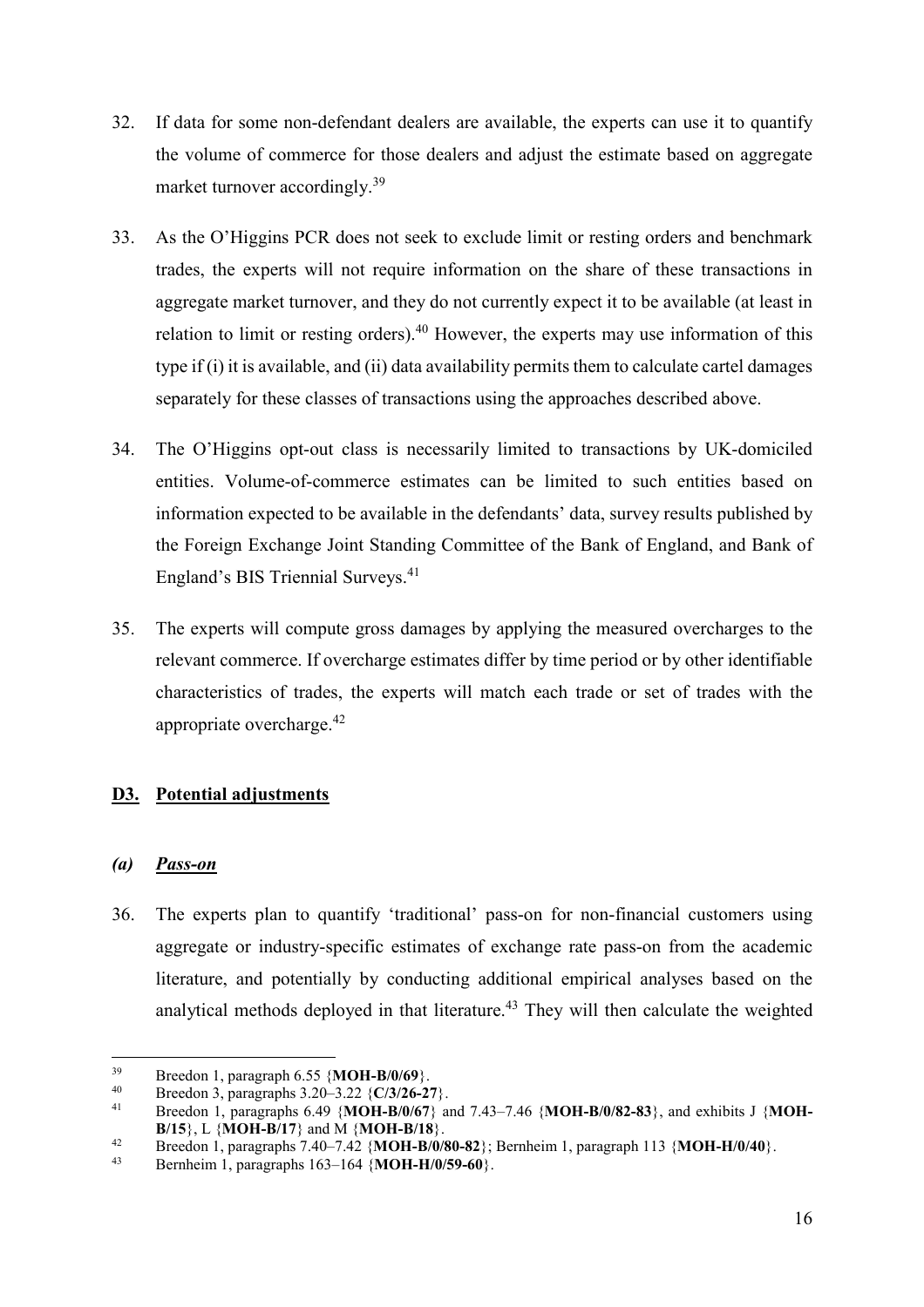32. If data for some non-defendant dealers are available, the experts can use it to quantify the volume of commerce for those dealers and adjust the estimate based on aggregate market turnover accordingly.[39]

33. As the O'Higgins PCR does not seek to exclude limit or resting orders and benchmark trades, the experts will not require information on the share of these transactions in aggregate market turnover, and they do not currently expect it to be available (at least in relation to limit or resting orders).[40] However, the experts may use information of this type if (i) it is available, and (ii) data availability permits them to calculate cartel damages separately for these classes of transactions using the approaches described above.

34. The O'Higgins opt-out class is necessarily limited to transactions by UK-domiciled entities. Volume-of-commerce estimates can be limited to such entities based on information expected to be available in the defendants' data, survey results published by the Foreign Exchange Joint Standing Committee of the Bank of England, and Bank of England's BIS Triennial Surveys.[41]

35. The experts will compute gross damages by applying the measured overcharges to the relevant commerce. If overcharge estimates differ by time period or by other identifiable characteristics of trades, the experts will match each trade or set of trades with the appropriate overcharge.[42]

### D3. Potential adjustments

#### *(a) Pass-on*

36. The experts plan to quantify 'traditional' pass-on for non-financial customers using aggregate or industry-specific estimates of exchange rate pass-on from the academic literature, and potentially by conducting additional empirical analyses based on the analytical methods deployed in that literature.[43] They will then calculate the weighted

---

[39] Breedon 1, paragraph 6.55 {**MOH-B/0/69**}.

[40] Breedon 3, paragraphs 3.20–3.22 {**C/3/26-27**}.

[41] Breedon 1, paragraphs 6.49 {**MOH-B/0/67**} and 7.43–7.46 {**MOH-B/0/82-83**}, and exhibits J {**MOH-B/15**}, L {**MOH-B/17**} and M {**MOH-B/18**}.

[42] Breedon 1, paragraphs 7.40–7.42 {**MOH-B/0/80-82**}; Bernheim 1, paragraph 113 {**MOH-H/0/40**}.

[43] Bernheim 1, paragraphs 163–164 {**MOH-H/0/59-60**}.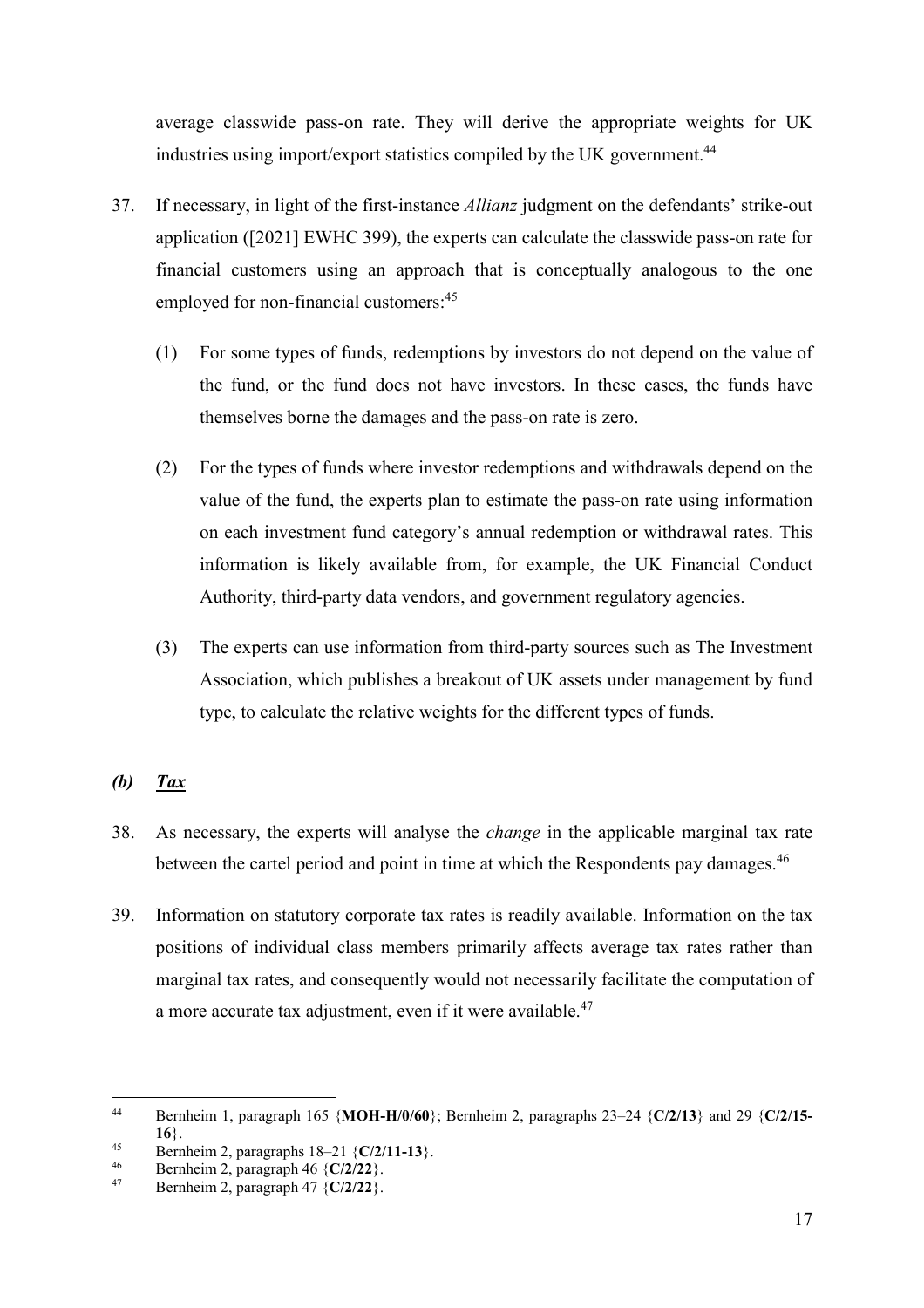average classwide pass-on rate. They will derive the appropriate weights for UK industries using import/export statistics compiled by the UK government.[44]

37. If necessary, in light of the first-instance *Allianz* judgment on the defendants' strike-out application ([2021] EWHC 399), the experts can calculate the classwide pass-on rate for financial customers using an approach that is conceptually analogous to the one employed for non-financial customers:[45]

    (1) For some types of funds, redemptions by investors do not depend on the value of the fund, or the fund does not have investors. In these cases, the funds have themselves borne the damages and the pass-on rate is zero.

    (2) For the types of funds where investor redemptions and withdrawals depend on the value of the fund, the experts plan to estimate the pass-on rate using information on each investment fund category's annual redemption or withdrawal rates. This information is likely available from, for example, the UK Financial Conduct Authority, third-party data vendors, and government regulatory agencies.

    (3) The experts can use information from third-party sources such as The Investment Association, which publishes a breakout of UK assets under management by fund type, to calculate the relative weights for the different types of funds.

### *(b)* ***Tax***

38. As necessary, the experts will analyse the *change* in the applicable marginal tax rate between the cartel period and point in time at which the Respondents pay damages.[46]

39. Information on statutory corporate tax rates is readily available. Information on the tax positions of individual class members primarily affects average tax rates rather than marginal tax rates, and consequently would not necessarily facilitate the computation of a more accurate tax adjustment, even if it were available.[47]

---

[44] Bernheim 1, paragraph 165 {**MOH-H/0/60**}; Bernheim 2, paragraphs 23–24 {**C/2/13**} and 29 {**C/2/15-16**}.

[45] Bernheim 2, paragraphs 18–21 {**C/2/11-13**}.

[46] Bernheim 2, paragraph 46 {**C/2/22**}.

[47] Bernheim 2, paragraph 47 {**C/2/22**}.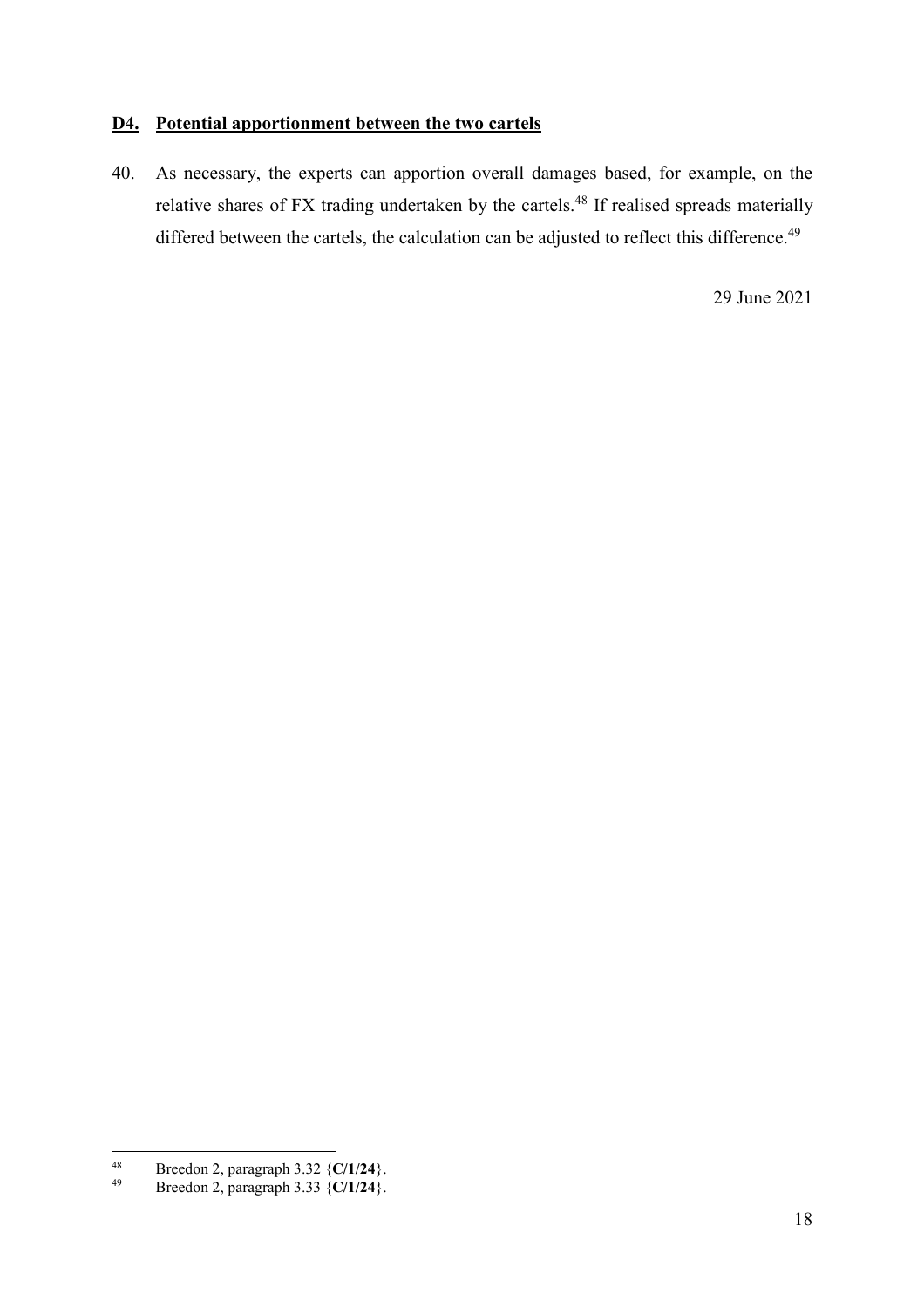## **D4. Potential apportionment between the two cartels**

40. As necessary, the experts can apportion overall damages based, for example, on the relative shares of FX trading undertaken by the cartels.[48] If realised spreads materially differed between the cartels, the calculation can be adjusted to reflect this difference.[49]

29 June 2021

---

[48] Breedon 2, paragraph 3.32 {**C/1/24**}.

[49] Breedon 2, paragraph 3.33 {**C/1/24**}.